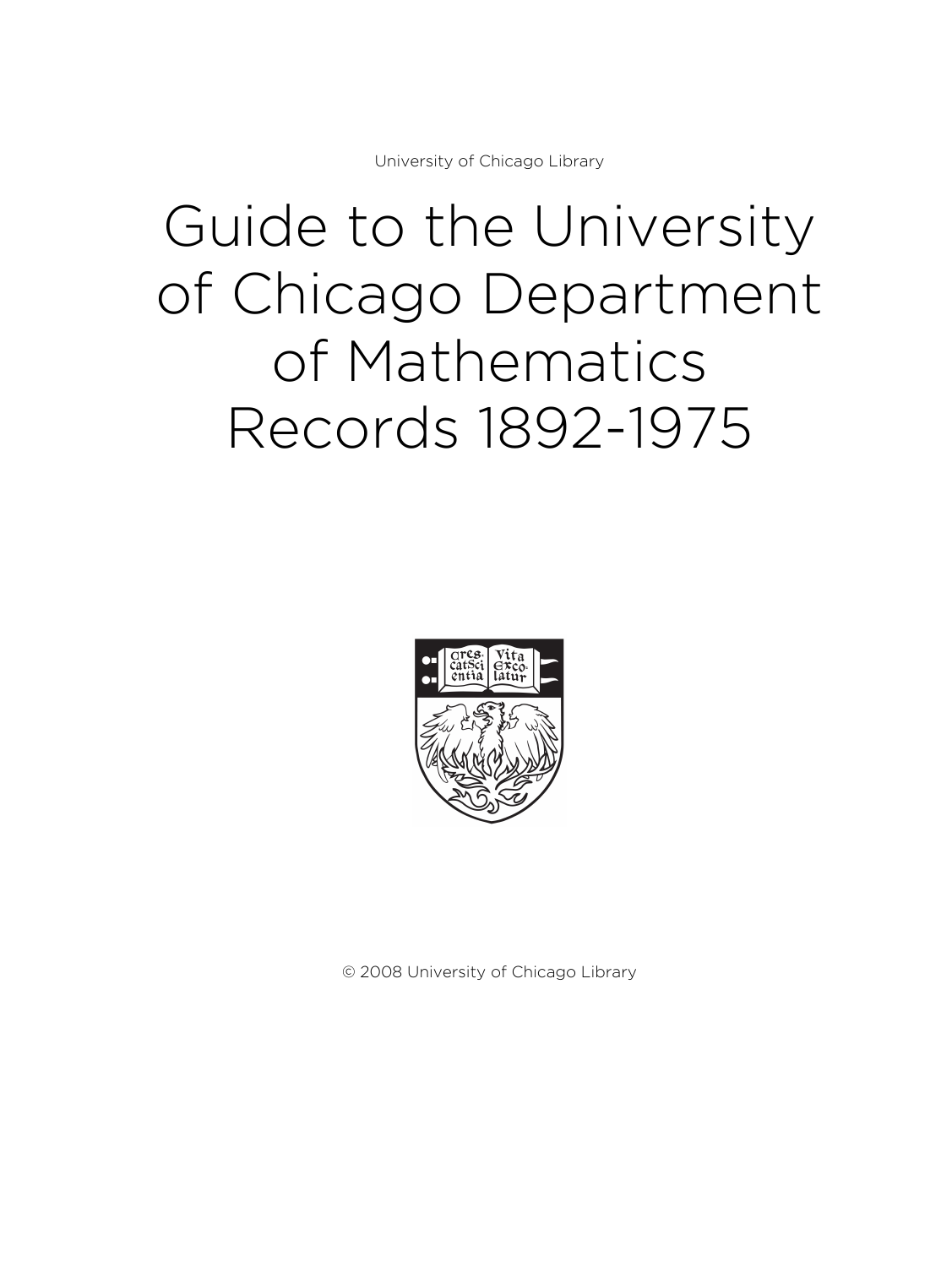University of Chicago Library

# Guide to the University of Chicago Department of Mathematics Records 1892-1975

© 2008 University of Chicago Library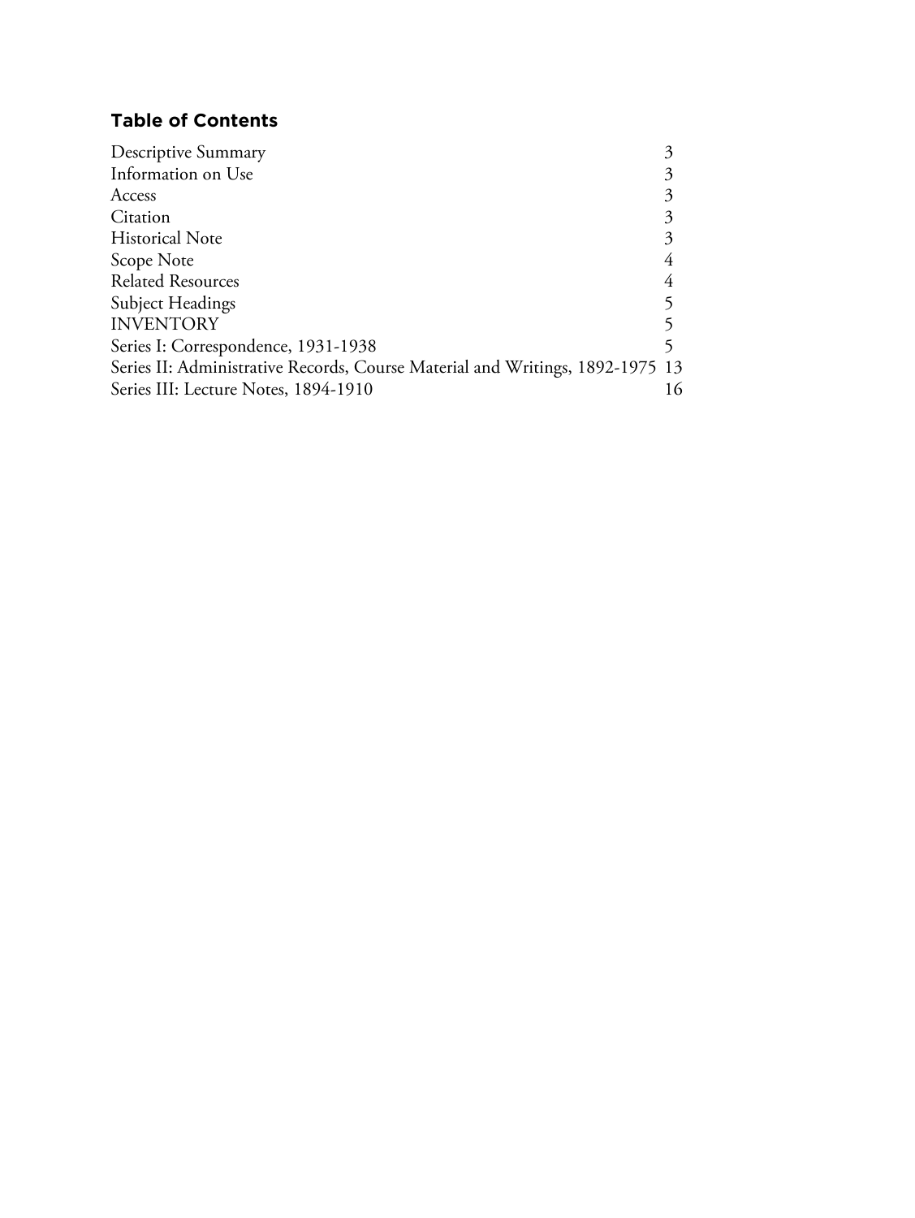## Table of Contents

| | |
|---|---|
| Descriptive Summary | 3 |
| Information on Use | 3 |
| Access | 3 |
| Citation | 3 |
| Historical Note | 3 |
| Scope Note | 4 |
| Related Resources | 4 |
| Subject Headings | 5 |
| INVENTORY | 5 |
| Series I: Correspondence, 1931-1938 | 5 |
| Series II: Administrative Records, Course Material and Writings, 1892-1975 | 13 |
| Series III: Lecture Notes, 1894-1910 | 16 |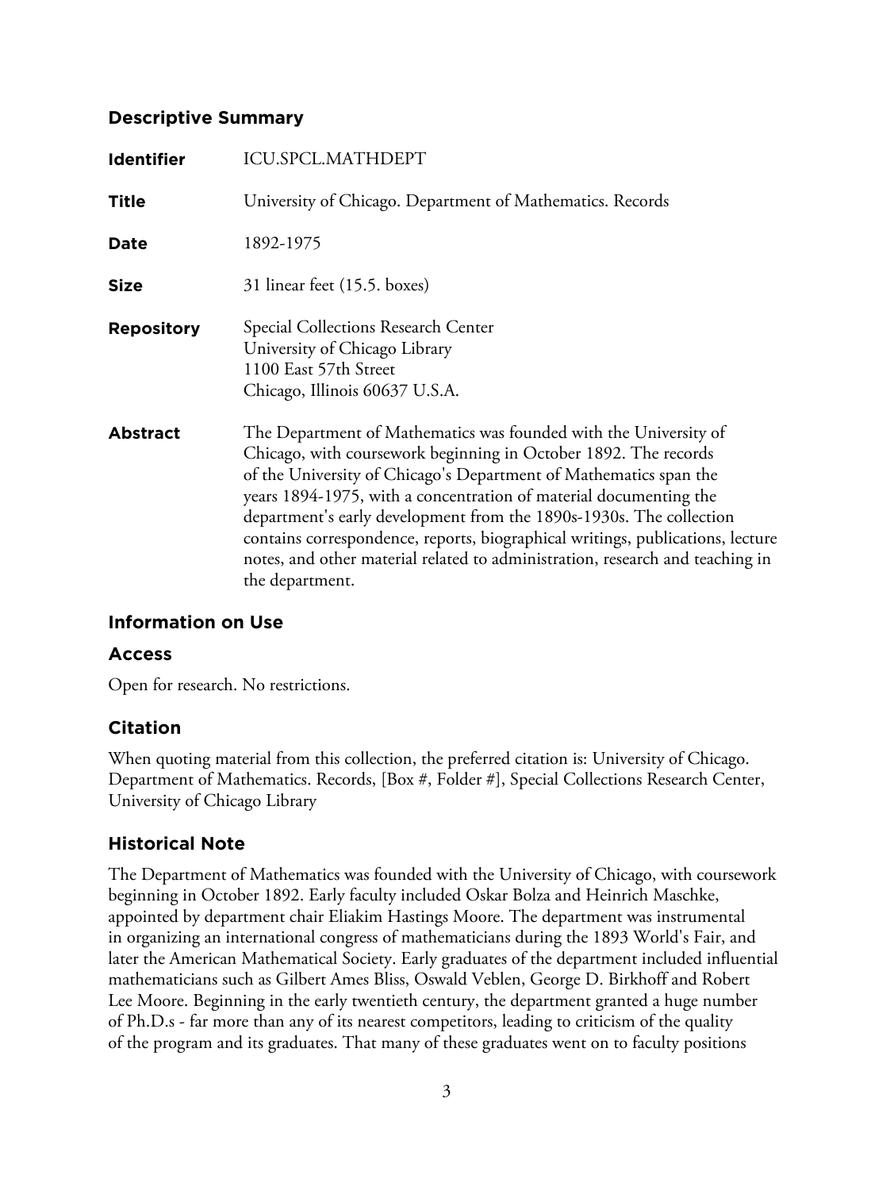## Descriptive Summary

| | |
|---|---|
| **Identifier** | ICU.SPCL.MATHDEPT |
| **Title** | University of Chicago. Department of Mathematics. Records |
| **Date** | 1892-1975 |
| **Size** | 31 linear feet (15.5. boxes) |
| **Repository** | Special Collections Research Center<br>University of Chicago Library<br>1100 East 57th Street<br>Chicago, Illinois 60637 U.S.A. |
| **Abstract** | The Department of Mathematics was founded with the University of Chicago, with coursework beginning in October 1892. The records of the University of Chicago's Department of Mathematics span the years 1894-1975, with a concentration of material documenting the department's early development from the 1890s-1930s. The collection contains correspondence, reports, biographical writings, publications, lecture notes, and other material related to administration, research and teaching in the department. |

## Information on Use

### Access

Open for research. No restrictions.

### Citation

When quoting material from this collection, the preferred citation is: University of Chicago. Department of Mathematics. Records, [Box #, Folder #], Special Collections Research Center, University of Chicago Library

## Historical Note

The Department of Mathematics was founded with the University of Chicago, with coursework beginning in October 1892. Early faculty included Oskar Bolza and Heinrich Maschke, appointed by department chair Eliakim Hastings Moore. The department was instrumental in organizing an international congress of mathematicians during the 1893 World's Fair, and later the American Mathematical Society. Early graduates of the department included influential mathematicians such as Gilbert Ames Bliss, Oswald Veblen, George D. Birkhoff and Robert Lee Moore. Beginning in the early twentieth century, the department granted a huge number of Ph.D.s - far more than any of its nearest competitors, leading to criticism of the quality of the program and its graduates. That many of these graduates went on to faculty positions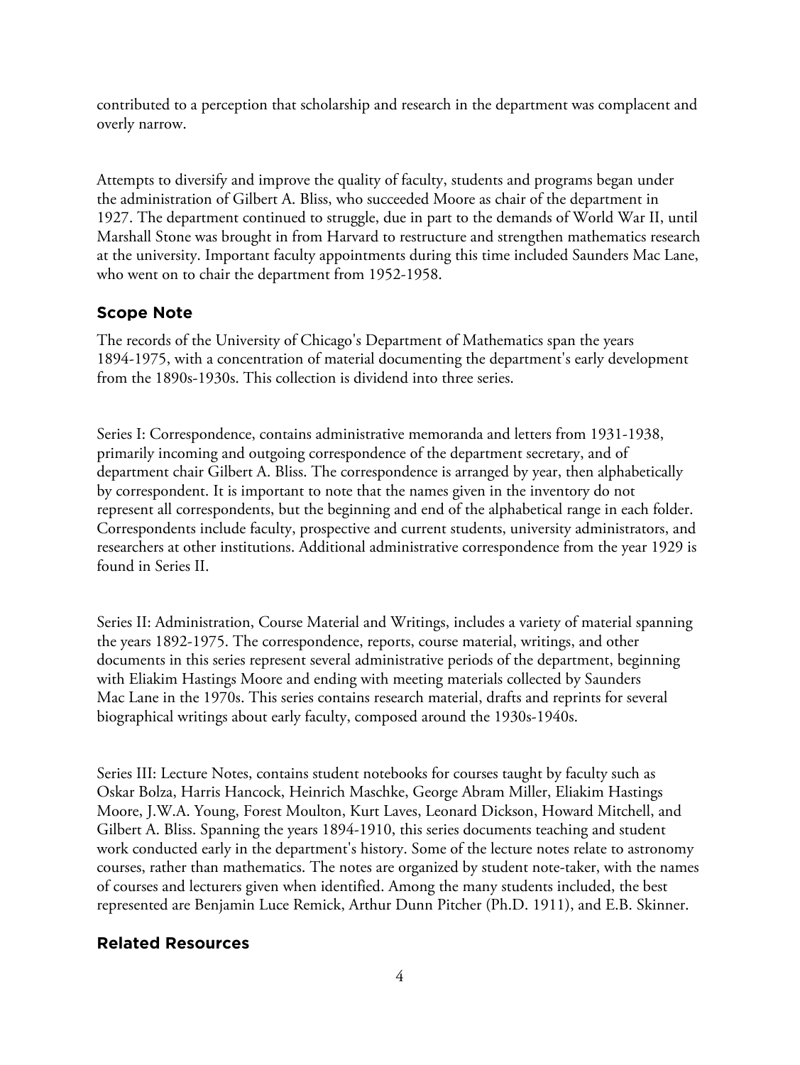contributed to a perception that scholarship and research in the department was complacent and overly narrow.

Attempts to diversify and improve the quality of faculty, students and programs began under the administration of Gilbert A. Bliss, who succeeded Moore as chair of the department in 1927. The department continued to struggle, due in part to the demands of World War II, until Marshall Stone was brought in from Harvard to restructure and strengthen mathematics research at the university. Important faculty appointments during this time included Saunders Mac Lane, who went on to chair the department from 1952-1958.

## Scope Note

The records of the University of Chicago's Department of Mathematics span the years 1894-1975, with a concentration of material documenting the department's early development from the 1890s-1930s. This collection is dividend into three series.

Series I: Correspondence, contains administrative memoranda and letters from 1931-1938, primarily incoming and outgoing correspondence of the department secretary, and of department chair Gilbert A. Bliss. The correspondence is arranged by year, then alphabetically by correspondent. It is important to note that the names given in the inventory do not represent all correspondents, but the beginning and end of the alphabetical range in each folder. Correspondents include faculty, prospective and current students, university administrators, and researchers at other institutions. Additional administrative correspondence from the year 1929 is found in Series II.

Series II: Administration, Course Material and Writings, includes a variety of material spanning the years 1892-1975. The correspondence, reports, course material, writings, and other documents in this series represent several administrative periods of the department, beginning with Eliakim Hastings Moore and ending with meeting materials collected by Saunders Mac Lane in the 1970s. This series contains research material, drafts and reprints for several biographical writings about early faculty, composed around the 1930s-1940s.

Series III: Lecture Notes, contains student notebooks for courses taught by faculty such as Oskar Bolza, Harris Hancock, Heinrich Maschke, George Abram Miller, Eliakim Hastings Moore, J.W.A. Young, Forest Moulton, Kurt Laves, Leonard Dickson, Howard Mitchell, and Gilbert A. Bliss. Spanning the years 1894-1910, this series documents teaching and student work conducted early in the department's history. Some of the lecture notes relate to astronomy courses, rather than mathematics. The notes are organized by student note-taker, with the names of courses and lecturers given when identified. Among the many students included, the best represented are Benjamin Luce Remick, Arthur Dunn Pitcher (Ph.D. 1911), and E.B. Skinner.

## Related Resources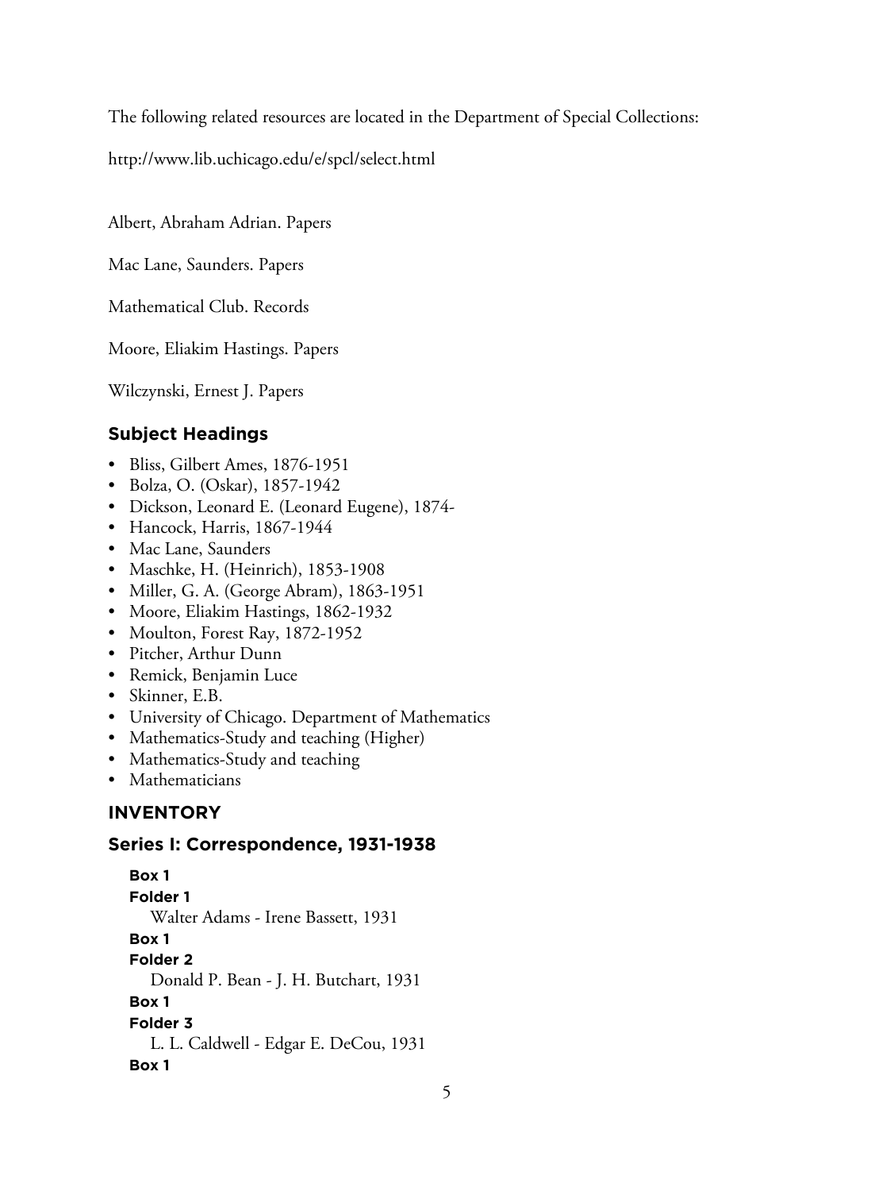The following related resources are located in the Department of Special Collections:

http://www.lib.uchicago.edu/e/spcl/select.html

Albert, Abraham Adrian. Papers

Mac Lane, Saunders. Papers

Mathematical Club. Records

Moore, Eliakim Hastings. Papers

Wilczynski, Ernest J. Papers

## Subject Headings

- Bliss, Gilbert Ames, 1876-1951
- Bolza, O. (Oskar), 1857-1942
- Dickson, Leonard E. (Leonard Eugene), 1874-
- Hancock, Harris, 1867-1944
- Mac Lane, Saunders
- Maschke, H. (Heinrich), 1853-1908
- Miller, G. A. (George Abram), 1863-1951
- Moore, Eliakim Hastings, 1862-1932
- Moulton, Forest Ray, 1872-1952
- Pitcher, Arthur Dunn
- Remick, Benjamin Luce
- Skinner, E.B.
- University of Chicago. Department of Mathematics
- Mathematics-Study and teaching (Higher)
- Mathematics-Study and teaching
- Mathematicians

## INVENTORY

### Series I: Correspondence, 1931-1938

**Box 1**
**Folder 1**
Walter Adams - Irene Bassett, 1931

**Box 1**
**Folder 2**
Donald P. Bean - J. H. Butchart, 1931

**Box 1**
**Folder 3**
L. L. Caldwell - Edgar E. DeCou, 1931

**Box 1**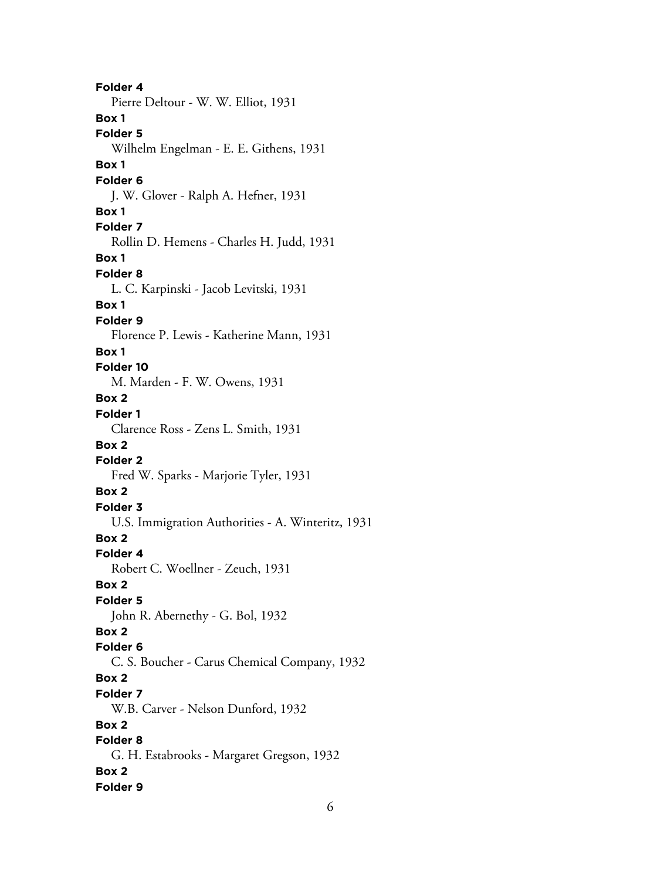**Folder 4**
Pierre Deltour - W. W. Elliot, 1931

**Box 1**
**Folder 5**
Wilhelm Engelman - E. E. Githens, 1931

**Box 1**
**Folder 6**
J. W. Glover - Ralph A. Hefner, 1931

**Box 1**
**Folder 7**
Rollin D. Hemens - Charles H. Judd, 1931

**Box 1**
**Folder 8**
L. C. Karpinski - Jacob Levitski, 1931

**Box 1**
**Folder 9**
Florence P. Lewis - Katherine Mann, 1931

**Box 1**
**Folder 10**
M. Marden - F. W. Owens, 1931

**Box 2**
**Folder 1**
Clarence Ross - Zens L. Smith, 1931

**Box 2**
**Folder 2**
Fred W. Sparks - Marjorie Tyler, 1931

**Box 2**
**Folder 3**
U.S. Immigration Authorities - A. Winteritz, 1931

**Box 2**
**Folder 4**
Robert C. Woellner - Zeuch, 1931

**Box 2**
**Folder 5**
John R. Abernethy - G. Bol, 1932

**Box 2**
**Folder 6**
C. S. Boucher - Carus Chemical Company, 1932

**Box 2**
**Folder 7**
W.B. Carver - Nelson Dunford, 1932

**Box 2**
**Folder 8**
G. H. Estabrooks - Margaret Gregson, 1932

**Box 2**
**Folder 9**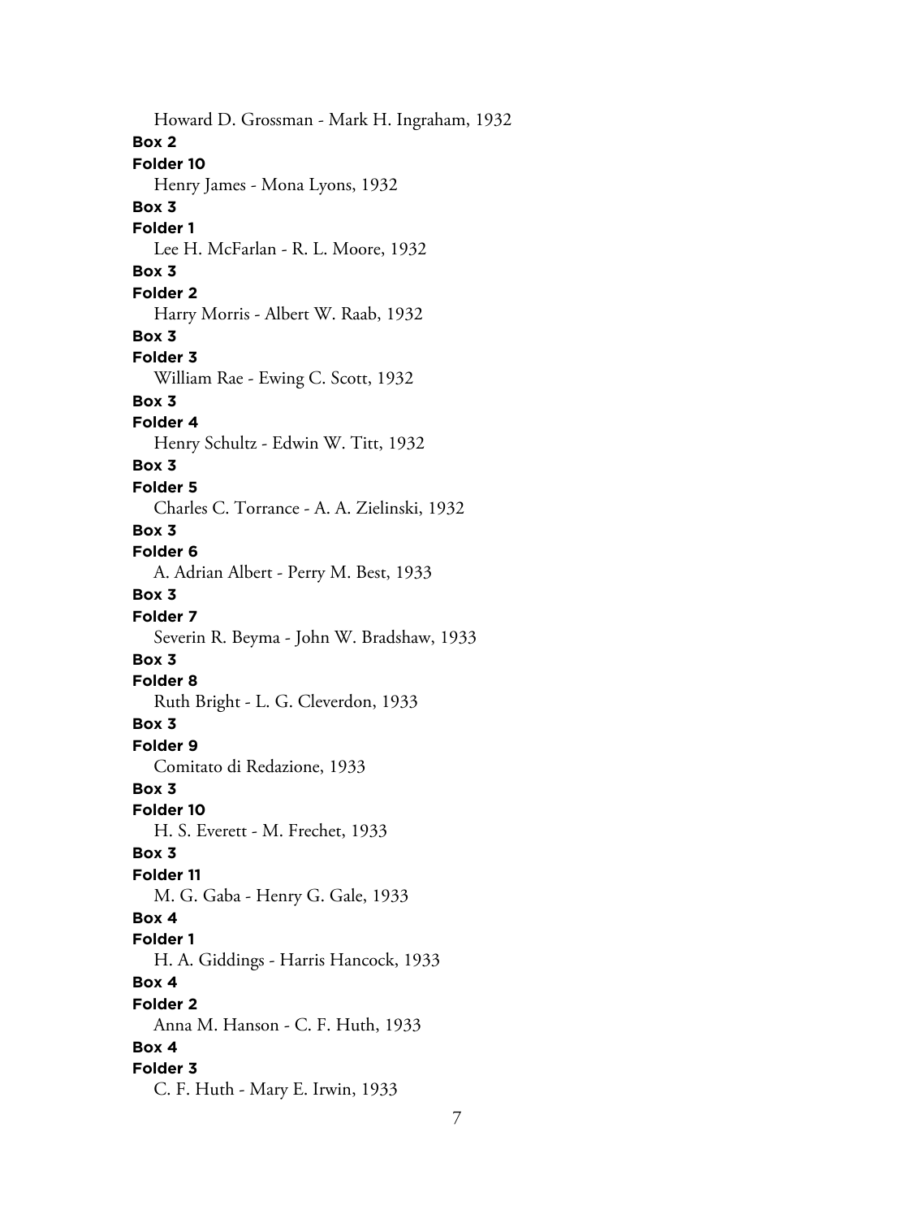Howard D. Grossman - Mark H. Ingraham, 1932

**Box 2**

**Folder 10**

Henry James - Mona Lyons, 1932

**Box 3**

**Folder 1**

Lee H. McFarlan - R. L. Moore, 1932

**Box 3**

**Folder 2**

Harry Morris - Albert W. Raab, 1932

**Box 3**

**Folder 3**

William Rae - Ewing C. Scott, 1932

**Box 3**

**Folder 4**

Henry Schultz - Edwin W. Titt, 1932

**Box 3**

**Folder 5**

Charles C. Torrance - A. A. Zielinski, 1932

**Box 3**

**Folder 6**

A. Adrian Albert - Perry M. Best, 1933

**Box 3**

**Folder 7**

Severin R. Beyma - John W. Bradshaw, 1933

**Box 3**

**Folder 8**

Ruth Bright - L. G. Cleverdon, 1933

**Box 3**

**Folder 9**

Comitato di Redazione, 1933

**Box 3**

**Folder 10**

H. S. Everett - M. Frechet, 1933

**Box 3**

**Folder 11**

M. G. Gaba - Henry G. Gale, 1933

**Box 4**

**Folder 1**

H. A. Giddings - Harris Hancock, 1933

**Box 4**

**Folder 2**

Anna M. Hanson - C. F. Huth, 1933

**Box 4**

**Folder 3**

C. F. Huth - Mary E. Irwin, 1933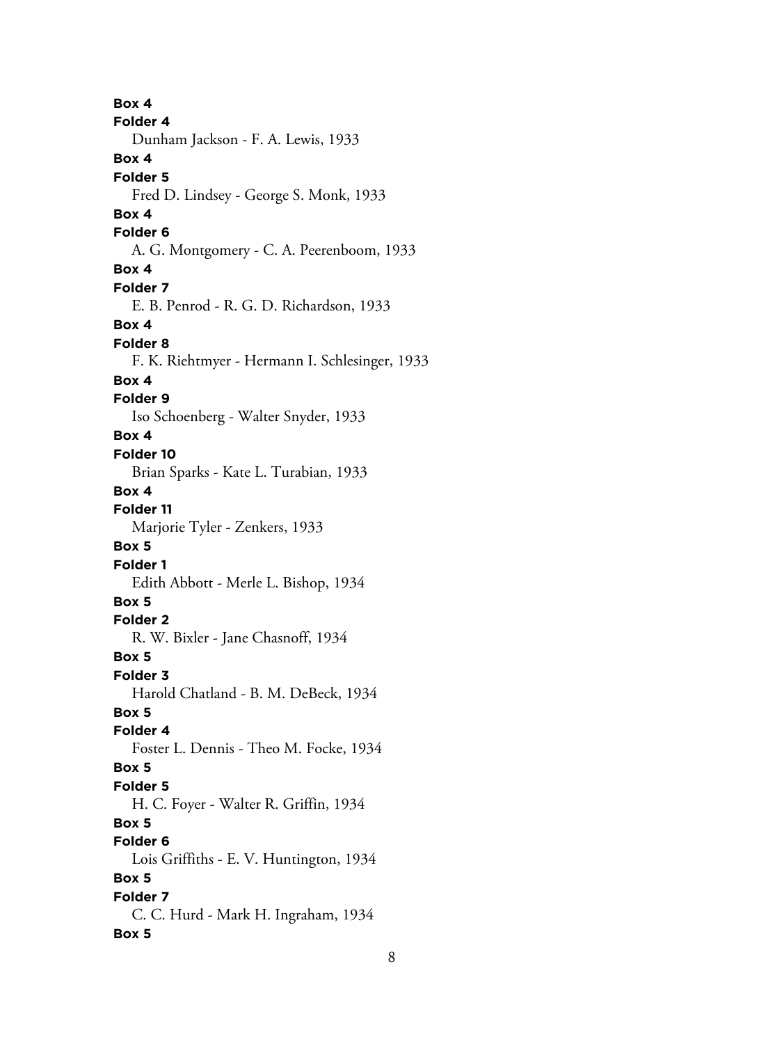**Box 4**

**Folder 4**

Dunham Jackson - F. A. Lewis, 1933

**Box 4**

**Folder 5**

Fred D. Lindsey - George S. Monk, 1933

**Box 4**

**Folder 6**

A. G. Montgomery - C. A. Peerenboom, 1933

**Box 4**

**Folder 7**

E. B. Penrod - R. G. D. Richardson, 1933

**Box 4**

**Folder 8**

F. K. Riehtmyer - Hermann I. Schlesinger, 1933

**Box 4**

**Folder 9**

Iso Schoenberg - Walter Snyder, 1933

**Box 4**

**Folder 10**

Brian Sparks - Kate L. Turabian, 1933

**Box 4**

**Folder 11**

Marjorie Tyler - Zenkers, 1933

**Box 5**

**Folder 1**

Edith Abbott - Merle L. Bishop, 1934

**Box 5**

**Folder 2**

R. W. Bixler - Jane Chasnoff, 1934

**Box 5**

**Folder 3**

Harold Chatland - B. M. DeBeck, 1934

**Box 5**

**Folder 4**

Foster L. Dennis - Theo M. Focke, 1934

**Box 5**

**Folder 5**

H. C. Foyer - Walter R. Griffin, 1934

**Box 5**

**Folder 6**

Lois Griffiths - E. V. Huntington, 1934

**Box 5**

**Folder 7**

C. C. Hurd - Mark H. Ingraham, 1934

**Box 5**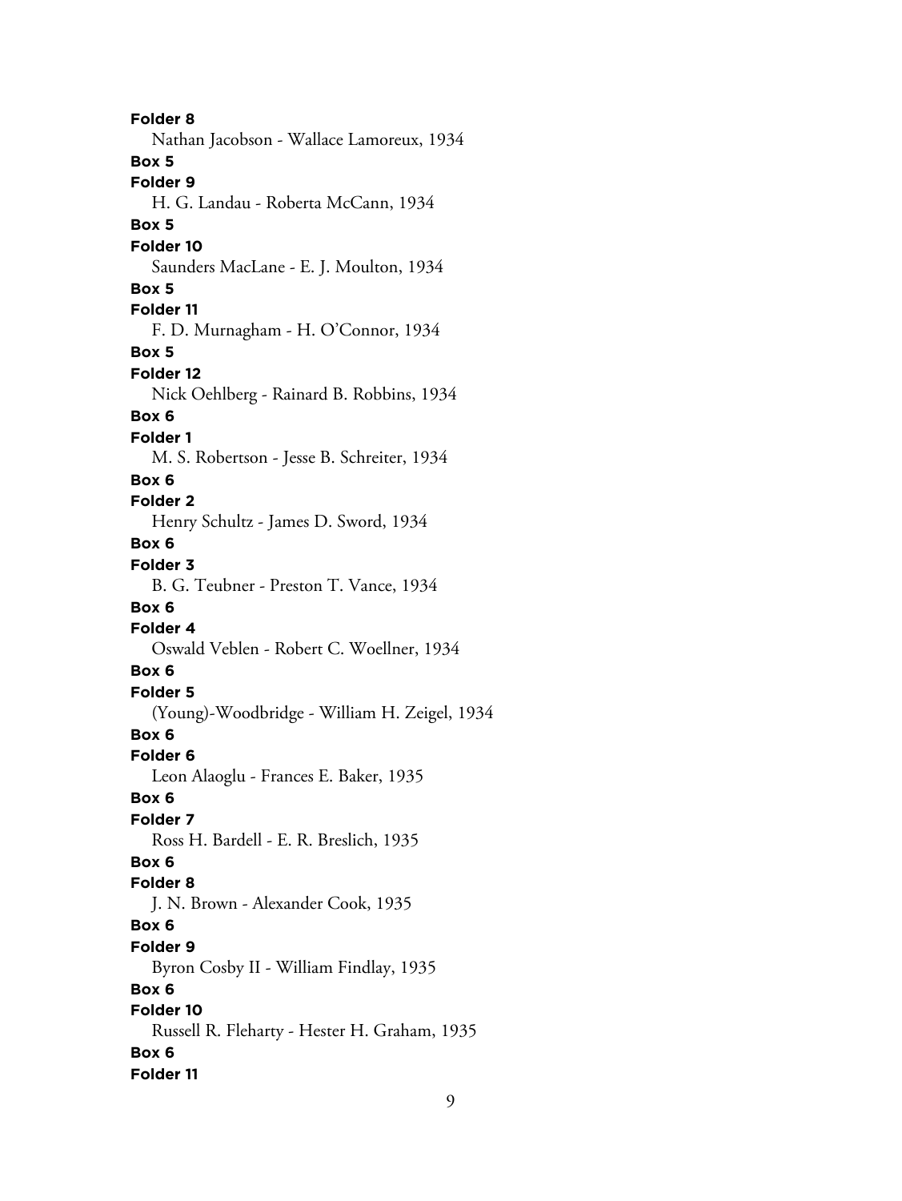**Folder 8**

Nathan Jacobson - Wallace Lamoreux, 1934

**Box 5**

**Folder 9**

H. G. Landau - Roberta McCann, 1934

**Box 5**

**Folder 10**

Saunders MacLane - E. J. Moulton, 1934

**Box 5**

**Folder 11**

F. D. Murnagham - H. O'Connor, 1934

**Box 5**

**Folder 12**

Nick Oehlberg - Rainard B. Robbins, 1934

**Box 6**

**Folder 1**

M. S. Robertson - Jesse B. Schreiter, 1934

**Box 6**

**Folder 2**

Henry Schultz - James D. Sword, 1934

**Box 6**

**Folder 3**

B. G. Teubner - Preston T. Vance, 1934

**Box 6**

**Folder 4**

Oswald Veblen - Robert C. Woellner, 1934

**Box 6**

**Folder 5**

(Young)-Woodbridge - William H. Zeigel, 1934

**Box 6**

**Folder 6**

Leon Alaoglu - Frances E. Baker, 1935

**Box 6**

**Folder 7**

Ross H. Bardell - E. R. Breslich, 1935

**Box 6**

**Folder 8**

J. N. Brown - Alexander Cook, 1935

**Box 6**

**Folder 9**

Byron Cosby II - William Findlay, 1935

**Box 6**

**Folder 10**

Russell R. Fleharty - Hester H. Graham, 1935

**Box 6**

**Folder 11**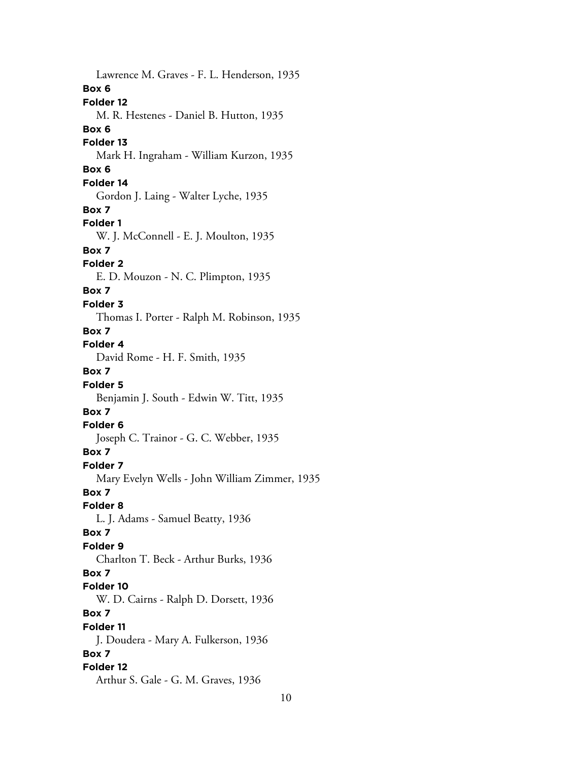Lawrence M. Graves - F. L. Henderson, 1935

**Box 6**

**Folder 12**

M. R. Hestenes - Daniel B. Hutton, 1935

**Box 6**

**Folder 13**

Mark H. Ingraham - William Kurzon, 1935

**Box 6**

**Folder 14**

Gordon J. Laing - Walter Lyche, 1935

**Box 7**

**Folder 1**

W. J. McConnell - E. J. Moulton, 1935

**Box 7**

**Folder 2**

E. D. Mouzon - N. C. Plimpton, 1935

**Box 7**

**Folder 3**

Thomas I. Porter - Ralph M. Robinson, 1935

**Box 7**

**Folder 4**

David Rome - H. F. Smith, 1935

**Box 7**

**Folder 5**

Benjamin J. South - Edwin W. Titt, 1935

**Box 7**

**Folder 6**

Joseph C. Trainor - G. C. Webber, 1935

**Box 7**

**Folder 7**

Mary Evelyn Wells - John William Zimmer, 1935

**Box 7**

**Folder 8**

L. J. Adams - Samuel Beatty, 1936

**Box 7**

**Folder 9**

Charlton T. Beck - Arthur Burks, 1936

**Box 7**

**Folder 10**

W. D. Cairns - Ralph D. Dorsett, 1936

**Box 7**

**Folder 11**

J. Doudera - Mary A. Fulkerson, 1936

**Box 7**

**Folder 12**

Arthur S. Gale - G. M. Graves, 1936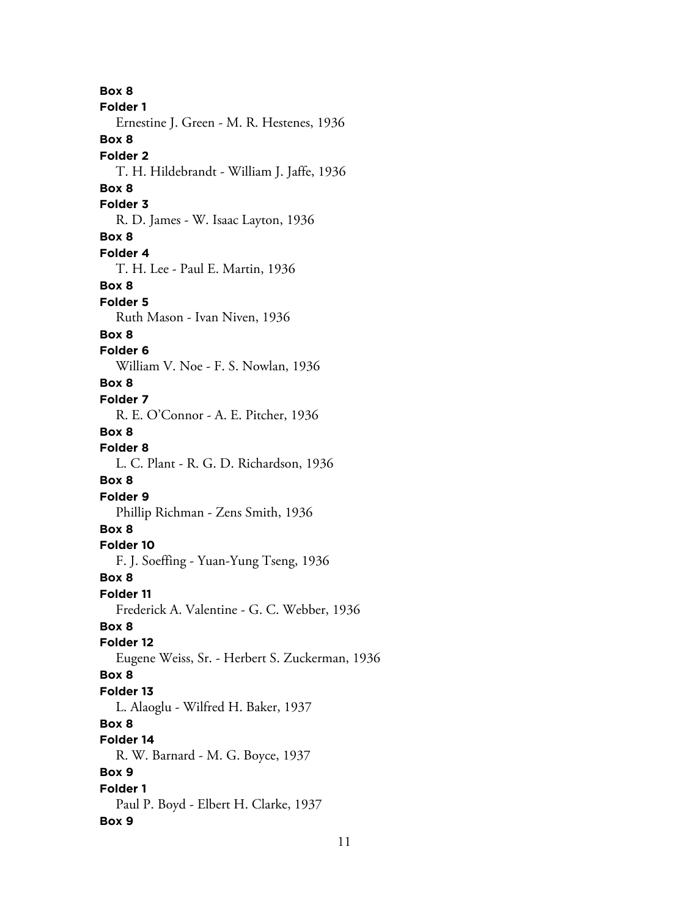**Box 8**
**Folder 1**
Ernestine J. Green - M. R. Hestenes, 1936

**Box 8**
**Folder 2**
T. H. Hildebrandt - William J. Jaffe, 1936

**Box 8**
**Folder 3**
R. D. James - W. Isaac Layton, 1936

**Box 8**
**Folder 4**
T. H. Lee - Paul E. Martin, 1936

**Box 8**
**Folder 5**
Ruth Mason - Ivan Niven, 1936

**Box 8**
**Folder 6**
William V. Noe - F. S. Nowlan, 1936

**Box 8**
**Folder 7**
R. E. O'Connor - A. E. Pitcher, 1936

**Box 8**
**Folder 8**
L. C. Plant - R. G. D. Richardson, 1936

**Box 8**
**Folder 9**
Phillip Richman - Zens Smith, 1936

**Box 8**
**Folder 10**
F. J. Soeffing - Yuan-Yung Tseng, 1936

**Box 8**
**Folder 11**
Frederick A. Valentine - G. C. Webber, 1936

**Box 8**
**Folder 12**
Eugene Weiss, Sr. - Herbert S. Zuckerman, 1936

**Box 8**
**Folder 13**
L. Alaoglu - Wilfred H. Baker, 1937

**Box 8**
**Folder 14**
R. W. Barnard - M. G. Boyce, 1937

**Box 9**
**Folder 1**
Paul P. Boyd - Elbert H. Clarke, 1937

**Box 9**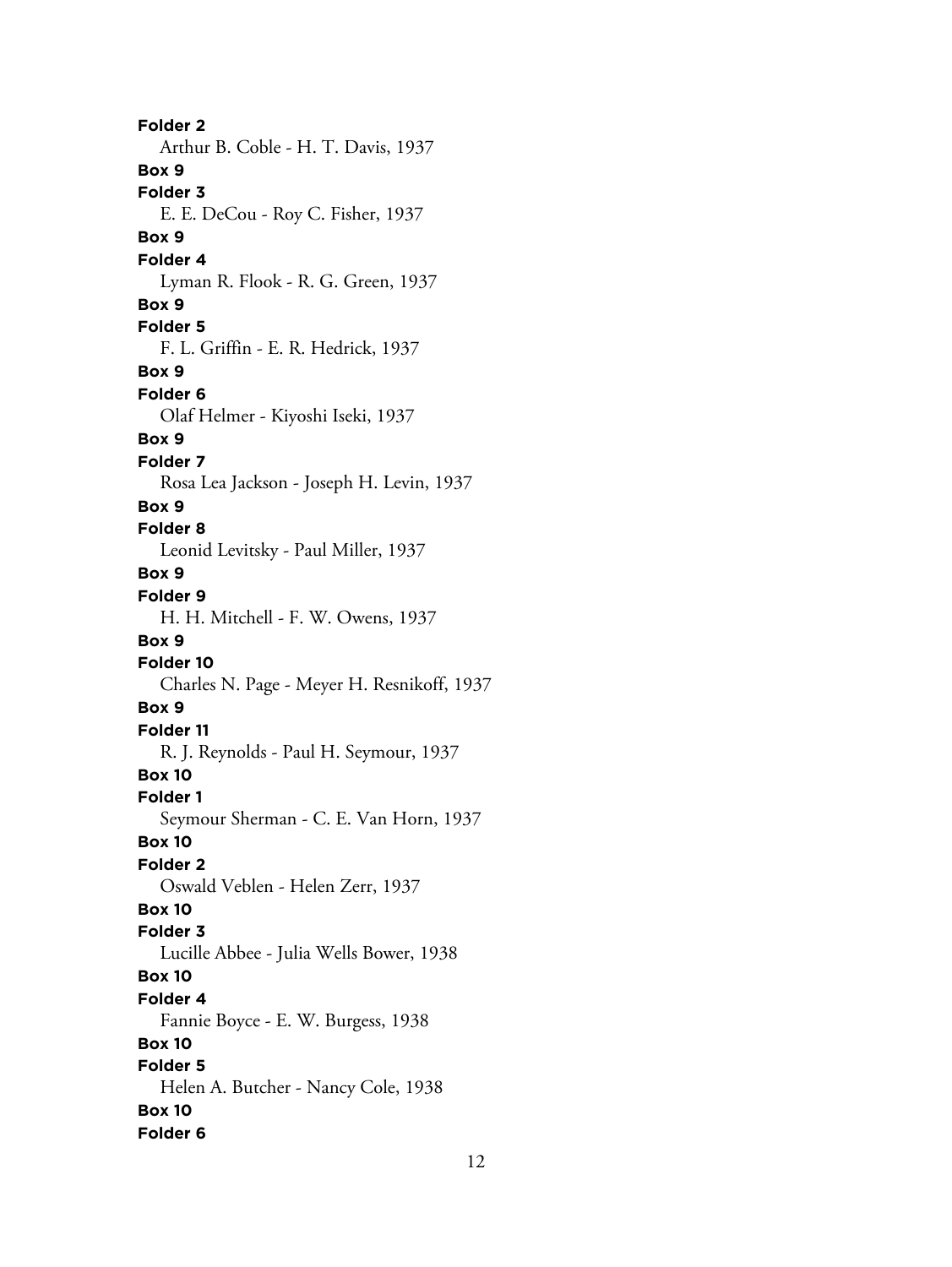**Folder 2**

Arthur B. Coble - H. T. Davis, 1937

**Box 9**

**Folder 3**

E. E. DeCou - Roy C. Fisher, 1937

**Box 9**

**Folder 4**

Lyman R. Flook - R. G. Green, 1937

**Box 9**

**Folder 5**

F. L. Griffin - E. R. Hedrick, 1937

**Box 9**

**Folder 6**

Olaf Helmer - Kiyoshi Iseki, 1937

**Box 9**

**Folder 7**

Rosa Lea Jackson - Joseph H. Levin, 1937

**Box 9**

**Folder 8**

Leonid Levitsky - Paul Miller, 1937

**Box 9**

**Folder 9**

H. H. Mitchell - F. W. Owens, 1937

**Box 9**

**Folder 10**

Charles N. Page - Meyer H. Resnikoff, 1937

**Box 9**

**Folder 11**

R. J. Reynolds - Paul H. Seymour, 1937

**Box 10**

**Folder 1**

Seymour Sherman - C. E. Van Horn, 1937

**Box 10**

**Folder 2**

Oswald Veblen - Helen Zerr, 1937

**Box 10**

**Folder 3**

Lucille Abbee - Julia Wells Bower, 1938

**Box 10**

**Folder 4**

Fannie Boyce - E. W. Burgess, 1938

**Box 10**

**Folder 5**

Helen A. Butcher - Nancy Cole, 1938

**Box 10**

**Folder 6**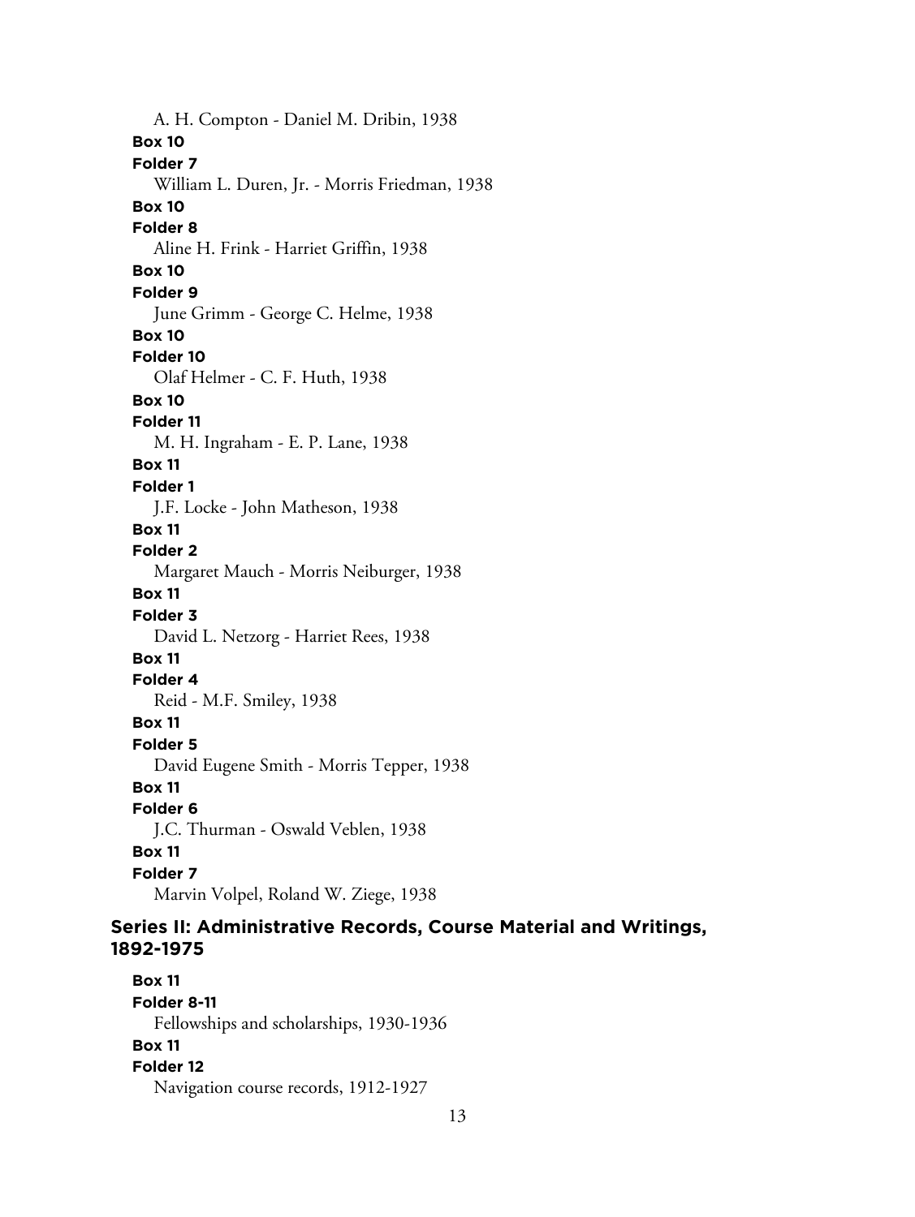A. H. Compton - Daniel M. Dribin, 1938

**Box 10**

**Folder 7**

William L. Duren, Jr. - Morris Friedman, 1938

**Box 10**

**Folder 8**

Aline H. Frink - Harriet Griffin, 1938

**Box 10**

**Folder 9**

June Grimm - George C. Helme, 1938

**Box 10**

**Folder 10**

Olaf Helmer - C. F. Huth, 1938

**Box 10**

**Folder 11**

M. H. Ingraham - E. P. Lane, 1938

**Box 11**

**Folder 1**

J.F. Locke - John Matheson, 1938

**Box 11**

**Folder 2**

Margaret Mauch - Morris Neiburger, 1938

**Box 11**

**Folder 3**

David L. Netzorg - Harriet Rees, 1938

**Box 11**

**Folder 4**

Reid - M.F. Smiley, 1938

**Box 11**

**Folder 5**

David Eugene Smith - Morris Tepper, 1938

**Box 11**

**Folder 6**

J.C. Thurman - Oswald Veblen, 1938

**Box 11**

**Folder 7**

Marvin Volpel, Roland W. Ziege, 1938

## Series II: Administrative Records, Course Material and Writings, 1892-1975

**Box 11**

**Folder 8-11**

Fellowships and scholarships, 1930-1936

**Box 11**

**Folder 12**

Navigation course records, 1912-1927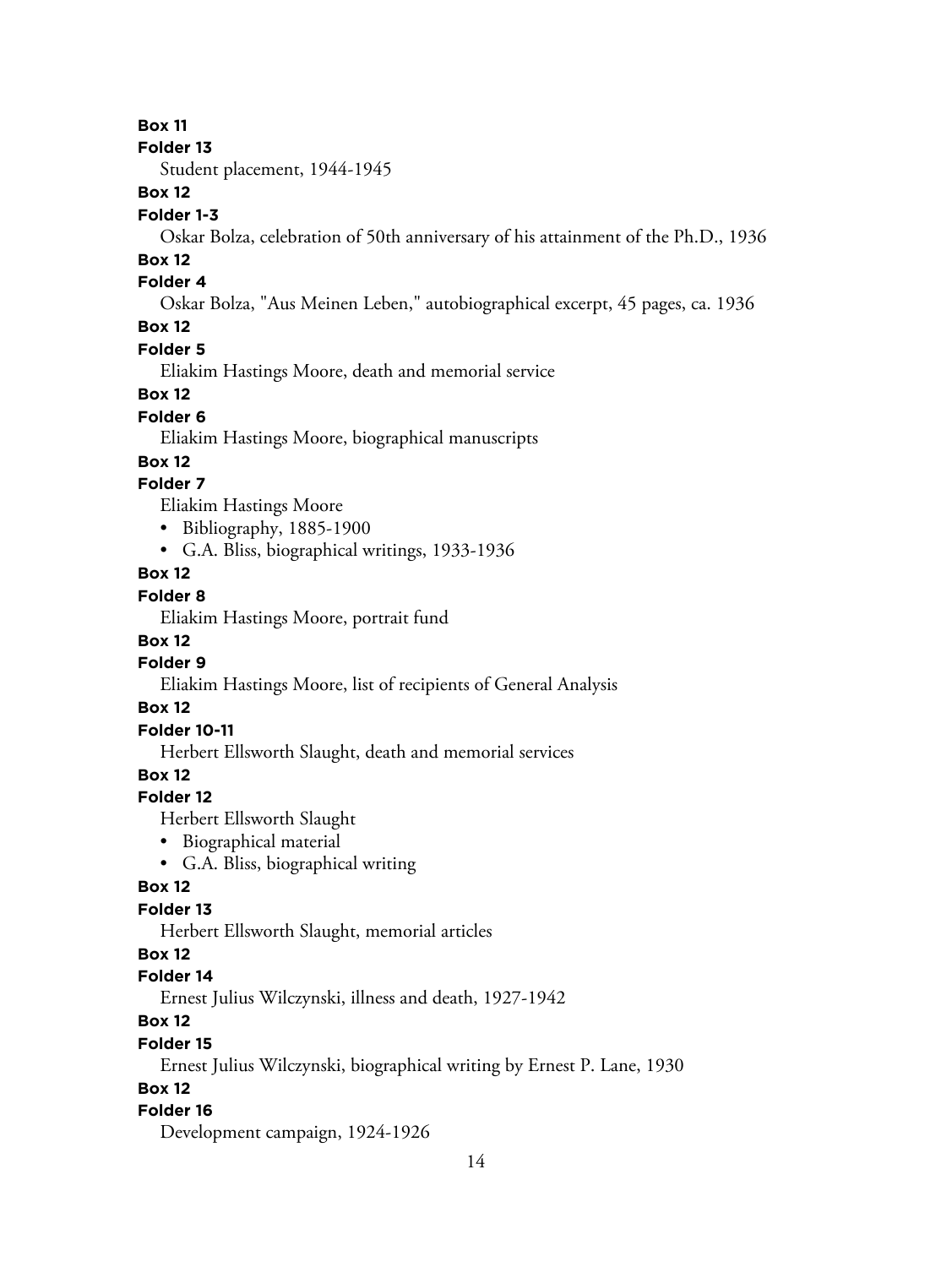**Box 11**

**Folder 13**

Student placement, 1944-1945

**Box 12**

**Folder 1-3**

Oskar Bolza, celebration of 50th anniversary of his attainment of the Ph.D., 1936

**Box 12**

**Folder 4**

Oskar Bolza, "Aus Meinen Leben," autobiographical excerpt, 45 pages, ca. 1936

**Box 12**

**Folder 5**

Eliakim Hastings Moore, death and memorial service

**Box 12**

**Folder 6**

Eliakim Hastings Moore, biographical manuscripts

**Box 12**

**Folder 7**

Eliakim Hastings Moore

- Bibliography, 1885-1900
- G.A. Bliss, biographical writings, 1933-1936

**Box 12**

**Folder 8**

Eliakim Hastings Moore, portrait fund

**Box 12**

**Folder 9**

Eliakim Hastings Moore, list of recipients of General Analysis

**Box 12**

**Folder 10-11**

Herbert Ellsworth Slaught, death and memorial services

**Box 12**

**Folder 12**

Herbert Ellsworth Slaught

- Biographical material
- G.A. Bliss, biographical writing

**Box 12**

**Folder 13**

Herbert Ellsworth Slaught, memorial articles

**Box 12**

**Folder 14**

Ernest Julius Wilczynski, illness and death, 1927-1942

**Box 12**

**Folder 15**

Ernest Julius Wilczynski, biographical writing by Ernest P. Lane, 1930

**Box 12**

**Folder 16**

Development campaign, 1924-1926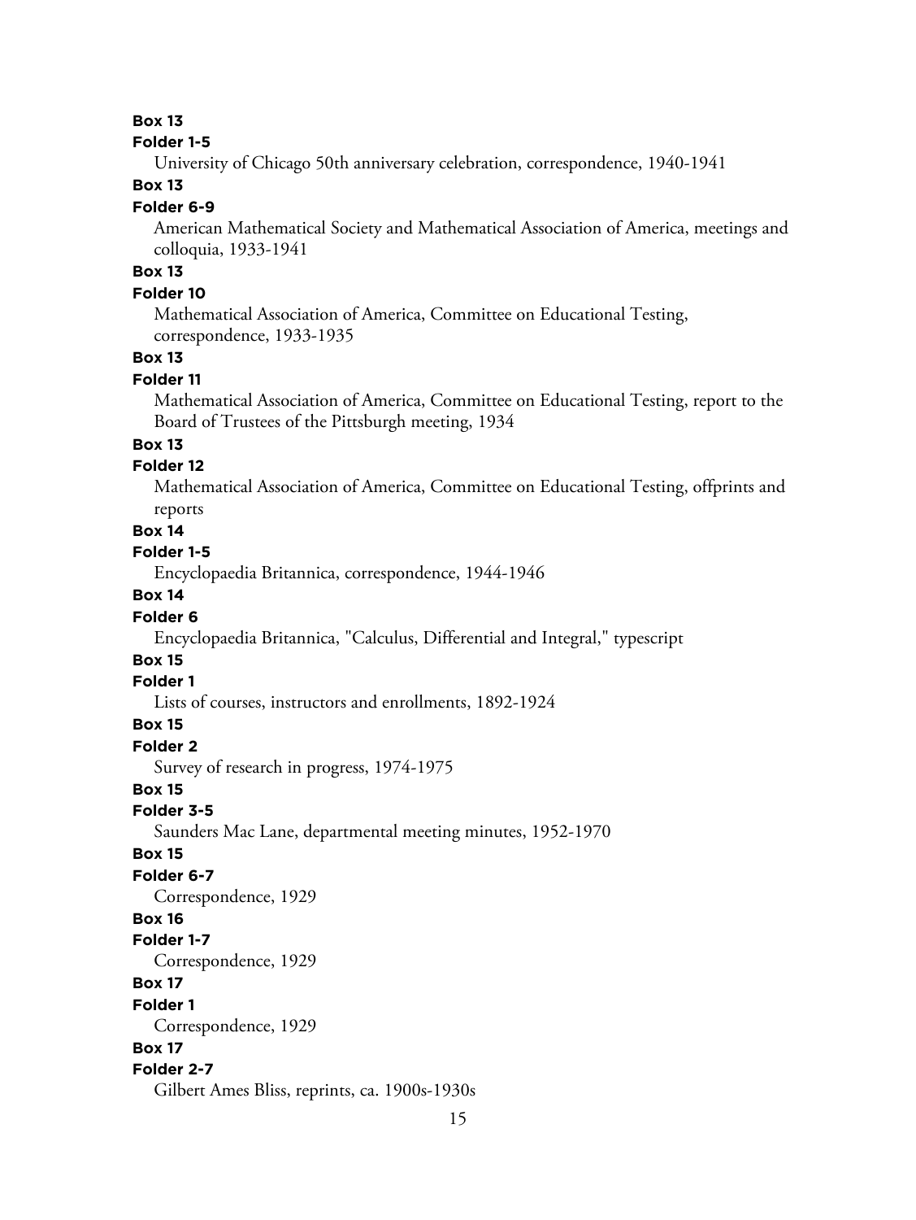**Box 13**
**Folder 1-5**
University of Chicago 50th anniversary celebration, correspondence, 1940-1941

**Box 13**
**Folder 6-9**
American Mathematical Society and Mathematical Association of America, meetings and colloquia, 1933-1941

**Box 13**
**Folder 10**
Mathematical Association of America, Committee on Educational Testing, correspondence, 1933-1935

**Box 13**
**Folder 11**
Mathematical Association of America, Committee on Educational Testing, report to the Board of Trustees of the Pittsburgh meeting, 1934

**Box 13**
**Folder 12**
Mathematical Association of America, Committee on Educational Testing, offprints and reports

**Box 14**
**Folder 1-5**
Encyclopaedia Britannica, correspondence, 1944-1946

**Box 14**
**Folder 6**
Encyclopaedia Britannica, "Calculus, Differential and Integral," typescript

**Box 15**
**Folder 1**
Lists of courses, instructors and enrollments, 1892-1924

**Box 15**
**Folder 2**
Survey of research in progress, 1974-1975

**Box 15**
**Folder 3-5**
Saunders Mac Lane, departmental meeting minutes, 1952-1970

**Box 15**
**Folder 6-7**
Correspondence, 1929

**Box 16**
**Folder 1-7**
Correspondence, 1929

**Box 17**
**Folder 1**
Correspondence, 1929

**Box 17**
**Folder 2-7**
Gilbert Ames Bliss, reprints, ca. 1900s-1930s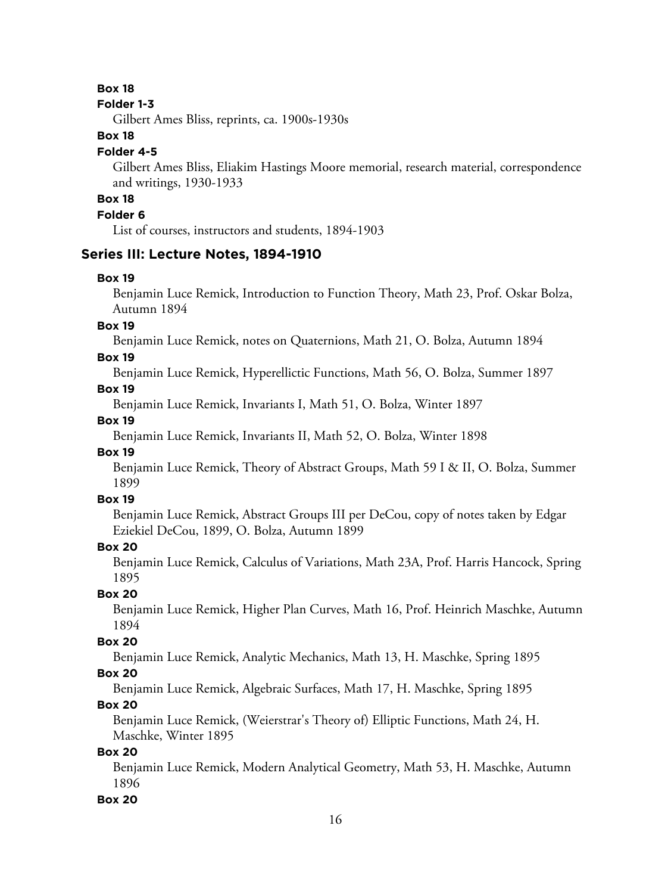**Box 18**

**Folder 1-3**

Gilbert Ames Bliss, reprints, ca. 1900s-1930s

**Box 18**

**Folder 4-5**

Gilbert Ames Bliss, Eliakim Hastings Moore memorial, research material, correspondence and writings, 1930-1933

**Box 18**

**Folder 6**

List of courses, instructors and students, 1894-1903

## Series III: Lecture Notes, 1894-1910

**Box 19**

Benjamin Luce Remick, Introduction to Function Theory, Math 23, Prof. Oskar Bolza, Autumn 1894

**Box 19**

Benjamin Luce Remick, notes on Quaternions, Math 21, O. Bolza, Autumn 1894

**Box 19**

Benjamin Luce Remick, Hyperellictic Functions, Math 56, O. Bolza, Summer 1897

**Box 19**

Benjamin Luce Remick, Invariants I, Math 51, O. Bolza, Winter 1897

**Box 19**

Benjamin Luce Remick, Invariants II, Math 52, O. Bolza, Winter 1898

**Box 19**

Benjamin Luce Remick, Theory of Abstract Groups, Math 59 I & II, O. Bolza, Summer 1899

**Box 19**

Benjamin Luce Remick, Abstract Groups III per DeCou, copy of notes taken by Edgar Eziekiel DeCou, 1899, O. Bolza, Autumn 1899

**Box 20**

Benjamin Luce Remick, Calculus of Variations, Math 23A, Prof. Harris Hancock, Spring 1895

**Box 20**

Benjamin Luce Remick, Higher Plan Curves, Math 16, Prof. Heinrich Maschke, Autumn 1894

**Box 20**

Benjamin Luce Remick, Analytic Mechanics, Math 13, H. Maschke, Spring 1895

**Box 20**

Benjamin Luce Remick, Algebraic Surfaces, Math 17, H. Maschke, Spring 1895

**Box 20**

Benjamin Luce Remick, (Weierstrar's Theory of) Elliptic Functions, Math 24, H. Maschke, Winter 1895

**Box 20**

Benjamin Luce Remick, Modern Analytical Geometry, Math 53, H. Maschke, Autumn 1896

**Box 20**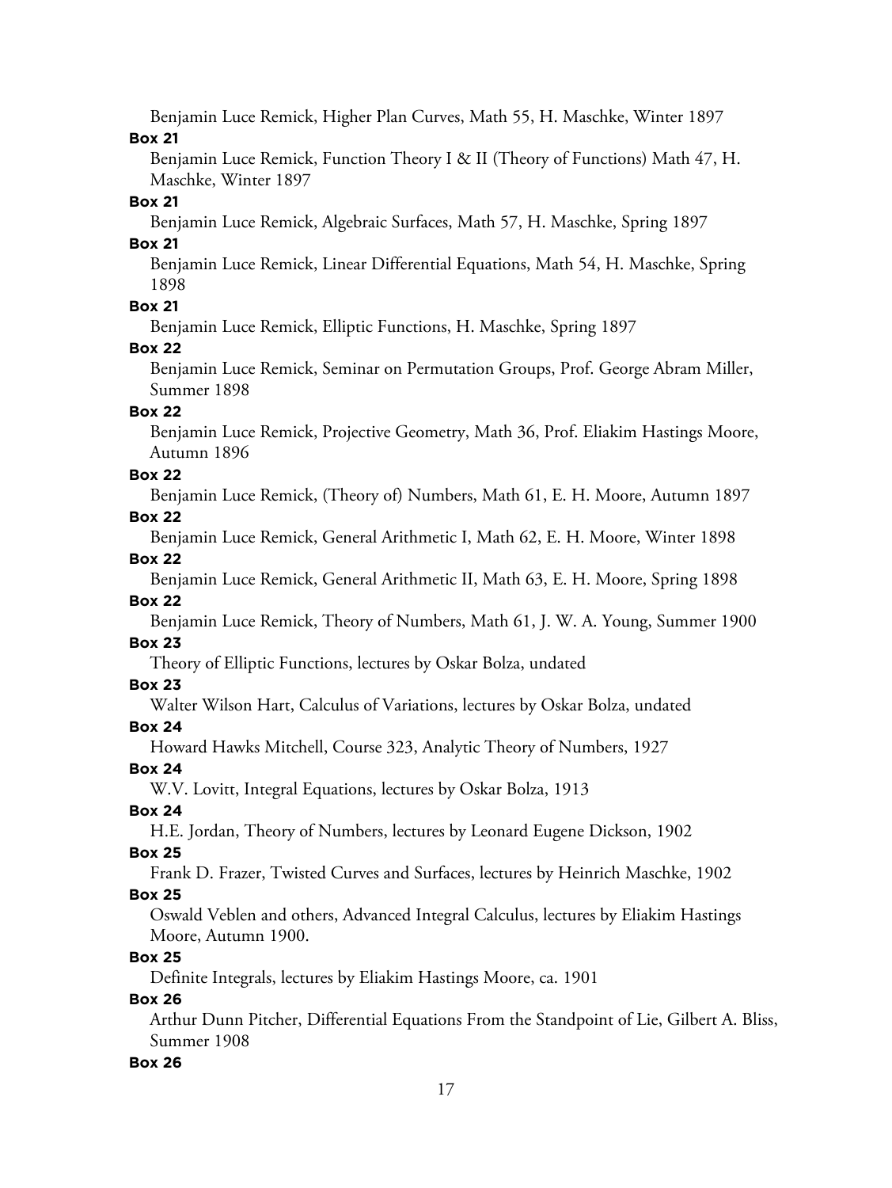Benjamin Luce Remick, Higher Plan Curves, Math 55, H. Maschke, Winter 1897

**Box 21**

Benjamin Luce Remick, Function Theory I & II (Theory of Functions) Math 47, H. Maschke, Winter 1897

**Box 21**

Benjamin Luce Remick, Algebraic Surfaces, Math 57, H. Maschke, Spring 1897

**Box 21**

Benjamin Luce Remick, Linear Differential Equations, Math 54, H. Maschke, Spring 1898

**Box 21**

Benjamin Luce Remick, Elliptic Functions, H. Maschke, Spring 1897

**Box 22**

Benjamin Luce Remick, Seminar on Permutation Groups, Prof. George Abram Miller, Summer 1898

**Box 22**

Benjamin Luce Remick, Projective Geometry, Math 36, Prof. Eliakim Hastings Moore, Autumn 1896

**Box 22**

Benjamin Luce Remick, (Theory of) Numbers, Math 61, E. H. Moore, Autumn 1897

**Box 22**

Benjamin Luce Remick, General Arithmetic I, Math 62, E. H. Moore, Winter 1898

**Box 22**

Benjamin Luce Remick, General Arithmetic II, Math 63, E. H. Moore, Spring 1898

**Box 22**

Benjamin Luce Remick, Theory of Numbers, Math 61, J. W. A. Young, Summer 1900

**Box 23**

Theory of Elliptic Functions, lectures by Oskar Bolza, undated

**Box 23**

Walter Wilson Hart, Calculus of Variations, lectures by Oskar Bolza, undated

**Box 24**

Howard Hawks Mitchell, Course 323, Analytic Theory of Numbers, 1927

**Box 24**

W.V. Lovitt, Integral Equations, lectures by Oskar Bolza, 1913

**Box 24**

H.E. Jordan, Theory of Numbers, lectures by Leonard Eugene Dickson, 1902

**Box 25**

Frank D. Frazer, Twisted Curves and Surfaces, lectures by Heinrich Maschke, 1902

**Box 25**

Oswald Veblen and others, Advanced Integral Calculus, lectures by Eliakim Hastings Moore, Autumn 1900.

**Box 25**

Definite Integrals, lectures by Eliakim Hastings Moore, ca. 1901

**Box 26**

Arthur Dunn Pitcher, Differential Equations From the Standpoint of Lie, Gilbert A. Bliss, Summer 1908

**Box 26**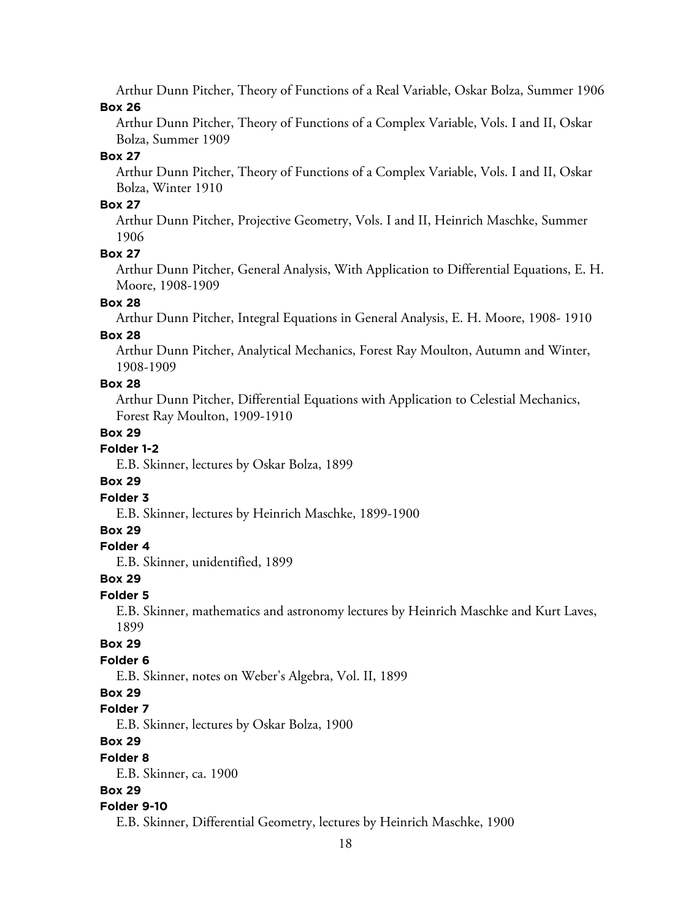Arthur Dunn Pitcher, Theory of Functions of a Real Variable, Oskar Bolza, Summer 1906

**Box 26**

Arthur Dunn Pitcher, Theory of Functions of a Complex Variable, Vols. I and II, Oskar Bolza, Summer 1909

**Box 27**

Arthur Dunn Pitcher, Theory of Functions of a Complex Variable, Vols. I and II, Oskar Bolza, Winter 1910

**Box 27**

Arthur Dunn Pitcher, Projective Geometry, Vols. I and II, Heinrich Maschke, Summer 1906

**Box 27**

Arthur Dunn Pitcher, General Analysis, With Application to Differential Equations, E. H. Moore, 1908-1909

**Box 28**

Arthur Dunn Pitcher, Integral Equations in General Analysis, E. H. Moore, 1908- 1910

**Box 28**

Arthur Dunn Pitcher, Analytical Mechanics, Forest Ray Moulton, Autumn and Winter, 1908-1909

**Box 28**

Arthur Dunn Pitcher, Differential Equations with Application to Celestial Mechanics, Forest Ray Moulton, 1909-1910

**Box 29**

**Folder 1-2**

E.B. Skinner, lectures by Oskar Bolza, 1899

**Box 29**

**Folder 3**

E.B. Skinner, lectures by Heinrich Maschke, 1899-1900

**Box 29**

**Folder 4**

E.B. Skinner, unidentified, 1899

**Box 29**

**Folder 5**

E.B. Skinner, mathematics and astronomy lectures by Heinrich Maschke and Kurt Laves, 1899

**Box 29**

**Folder 6**

E.B. Skinner, notes on Weber's Algebra, Vol. II, 1899

**Box 29**

**Folder 7**

E.B. Skinner, lectures by Oskar Bolza, 1900

**Box 29**

**Folder 8**

E.B. Skinner, ca. 1900

**Box 29**

**Folder 9-10**

E.B. Skinner, Differential Geometry, lectures by Heinrich Maschke, 1900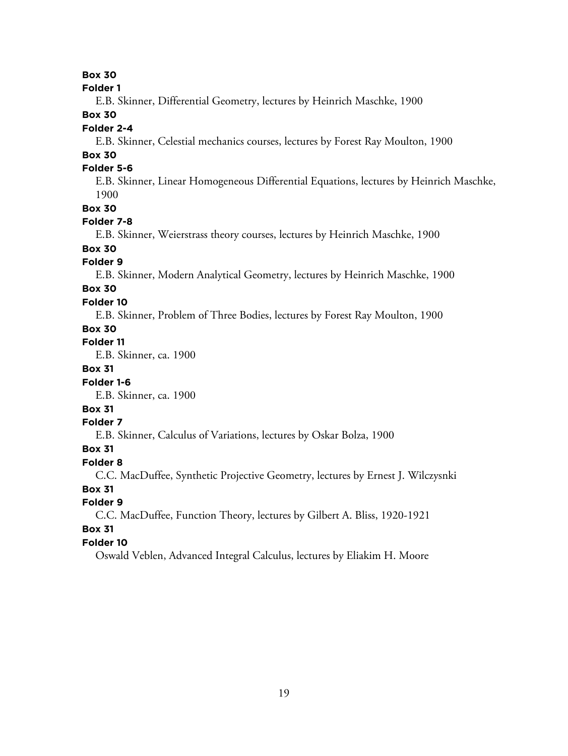**Box 30**
**Folder 1**

E.B. Skinner, Differential Geometry, lectures by Heinrich Maschke, 1900

**Box 30**
**Folder 2-4**

E.B. Skinner, Celestial mechanics courses, lectures by Forest Ray Moulton, 1900

**Box 30**
**Folder 5-6**

E.B. Skinner, Linear Homogeneous Differential Equations, lectures by Heinrich Maschke, 1900

**Box 30**
**Folder 7-8**

E.B. Skinner, Weierstrass theory courses, lectures by Heinrich Maschke, 1900

**Box 30**
**Folder 9**

E.B. Skinner, Modern Analytical Geometry, lectures by Heinrich Maschke, 1900

**Box 30**
**Folder 10**

E.B. Skinner, Problem of Three Bodies, lectures by Forest Ray Moulton, 1900

**Box 30**
**Folder 11**

E.B. Skinner, ca. 1900

**Box 31**
**Folder 1-6**

E.B. Skinner, ca. 1900

**Box 31**
**Folder 7**

E.B. Skinner, Calculus of Variations, lectures by Oskar Bolza, 1900

**Box 31**
**Folder 8**

C.C. MacDuffee, Synthetic Projective Geometry, lectures by Ernest J. Wilczysnki

**Box 31**
**Folder 9**

C.C. MacDuffee, Function Theory, lectures by Gilbert A. Bliss, 1920-1921

**Box 31**
**Folder 10**

Oswald Veblen, Advanced Integral Calculus, lectures by Eliakim H. Moore